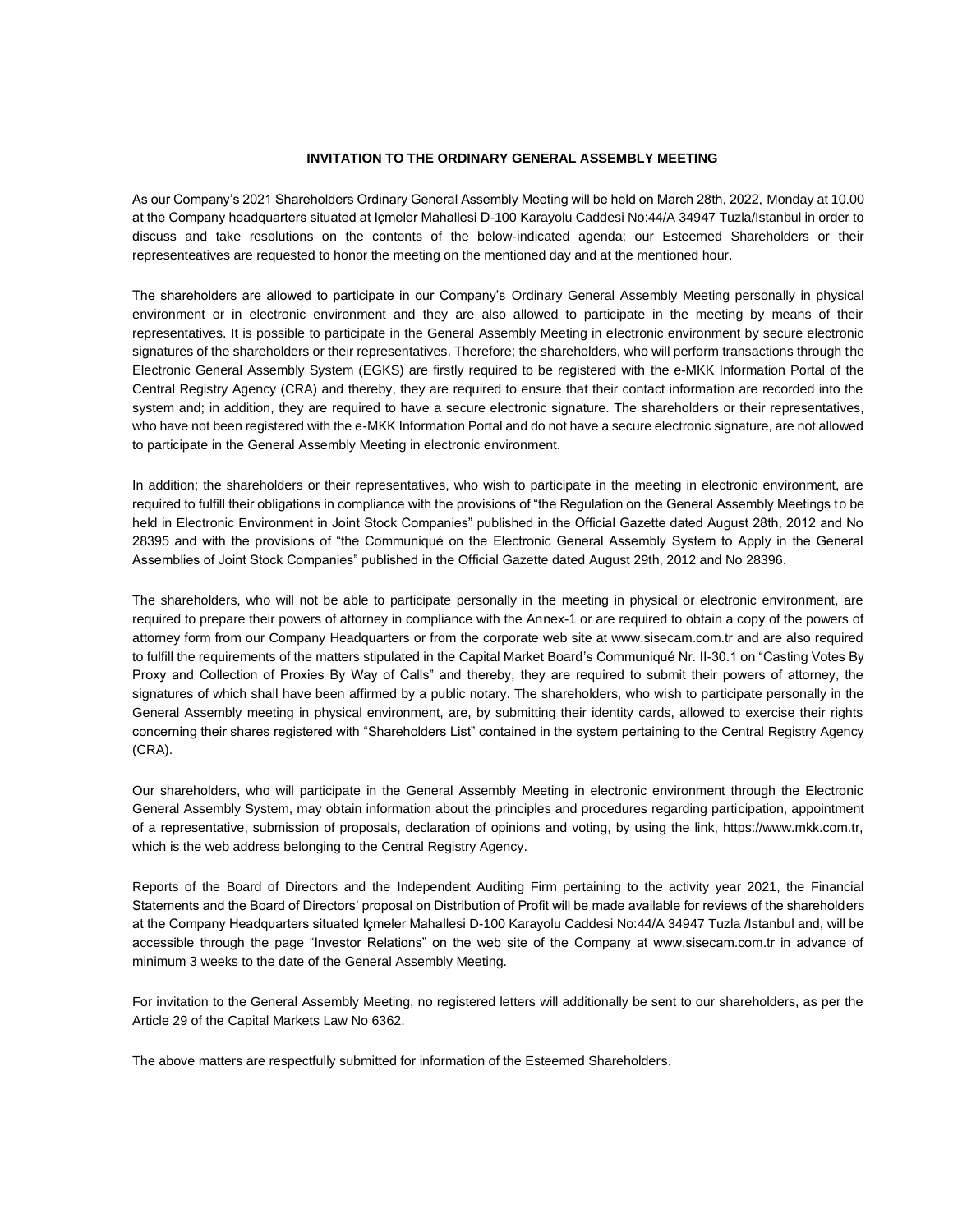**INVITATION TO THE ORDINARY GENERAL ASSEMBLY MEETING**

As our Company's 2021 Shareholders Ordinary General Assembly Meeting will be held on March 28th, 2022, Monday at 10.00 at the Company headquarters situated at Içmeler Mahallesi D-100 Karayolu Caddesi No:44/A 34947 Tuzla/Istanbul in order to discuss and take resolutions on the contents of the below-indicated agenda; our Esteemed Shareholders or their representeatives are requested to honor the meeting on the mentioned day and at the mentioned hour.

The shareholders are allowed to participate in our Company's Ordinary General Assembly Meeting personally in physical environment or in electronic environment and they are also allowed to participate in the meeting by means of their representatives. It is possible to participate in the General Assembly Meeting in electronic environment by secure electronic signatures of the shareholders or their representatives. Therefore; the shareholders, who will perform transactions through the Electronic General Assembly System (EGKS) are firstly required to be registered with the e-MKK Information Portal of the Central Registry Agency (CRA) and thereby, they are required to ensure that their contact information are recorded into the system and; in addition, they are required to have a secure electronic signature. The shareholders or their representatives, who have not been registered with the e-MKK Information Portal and do not have a secure electronic signature, are not allowed to participate in the General Assembly Meeting in electronic environment.

In addition; the shareholders or their representatives, who wish to participate in the meeting in electronic environment, are required to fulfill their obligations in compliance with the provisions of "the Regulation on the General Assembly Meetings to be held in Electronic Environment in Joint Stock Companies" published in the Official Gazette dated August 28th, 2012 and No 28395 and with the provisions of "the Communiqué on the Electronic General Assembly System to Apply in the General Assemblies of Joint Stock Companies" published in the Official Gazette dated August 29th, 2012 and No 28396.

The shareholders, who will not be able to participate personally in the meeting in physical or electronic environment, are required to prepare their powers of attorney in compliance with the Annex-1 or are required to obtain a copy of the powers of attorney form from our Company Headquarters or from the corporate web site at www.sisecam.com.tr and are also required to fulfill the requirements of the matters stipulated in the Capital Market Board's Communiqué Nr. II-30.1 on "Casting Votes By Proxy and Collection of Proxies By Way of Calls" and thereby, they are required to submit their powers of attorney, the signatures of which shall have been affirmed by a public notary. The shareholders, who wish to participate personally in the General Assembly meeting in physical environment, are, by submitting their identity cards, allowed to exercise their rights concerning their shares registered with "Shareholders List" contained in the system pertaining to the Central Registry Agency (CRA).

Our shareholders, who will participate in the General Assembly Meeting in electronic environment through the Electronic General Assembly System, may obtain information about the principles and procedures regarding participation, appointment of a representative, submission of proposals, declaration of opinions and voting, by using the link, https://www.mkk.com.tr, which is the web address belonging to the Central Registry Agency.

Reports of the Board of Directors and the Independent Auditing Firm pertaining to the activity year 2021, the Financial Statements and the Board of Directors' proposal on Distribution of Profit will be made available for reviews of the shareholders at the Company Headquarters situated Içmeler Mahallesi D-100 Karayolu Caddesi No:44/A 34947 Tuzla /Istanbul and, will be accessible through the page "Investor Relations" on the web site of the Company at www.sisecam.com.tr in advance of minimum 3 weeks to the date of the General Assembly Meeting.

For invitation to the General Assembly Meeting, no registered letters will additionally be sent to our shareholders, as per the Article 29 of the Capital Markets Law No 6362.

The above matters are respectfully submitted for information of the Esteemed Shareholders.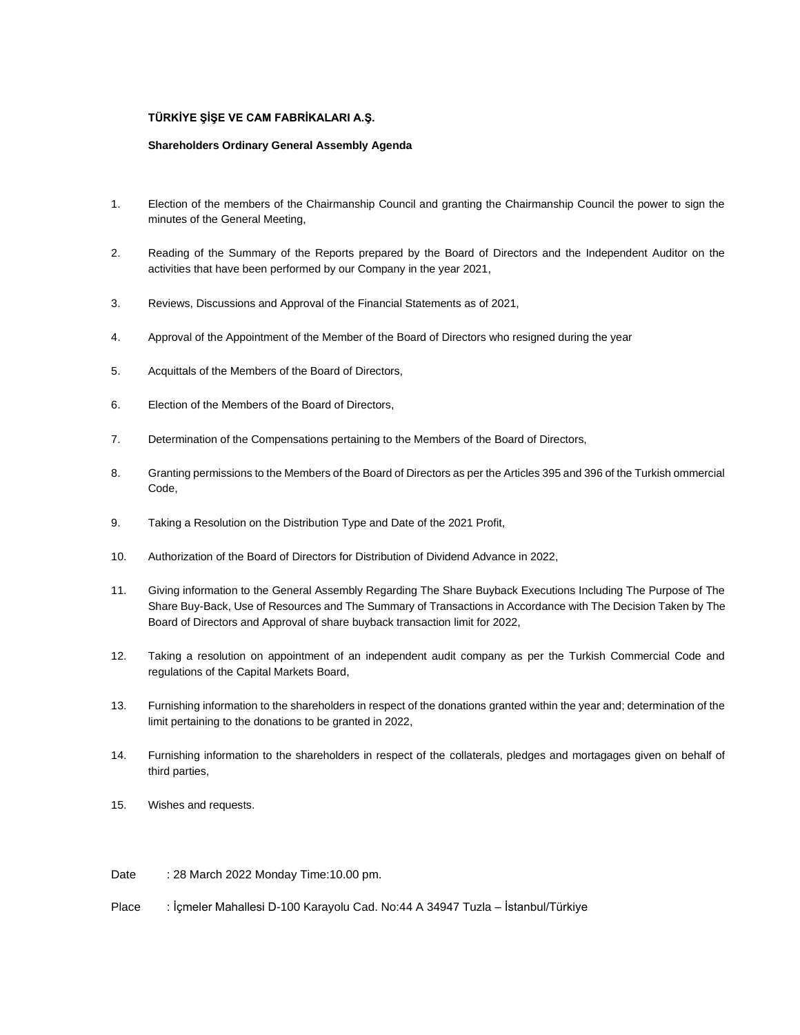**TÜRKİYE ŞİŞE VE CAM FABRİKALARI A.Ş.**

**Shareholders Ordinary General Assembly Agenda**

1. Election of the members of the Chairmanship Council and granting the Chairmanship Council the power to sign the minutes of the General Meeting,

2. Reading of the Summary of the Reports prepared by the Board of Directors and the Independent Auditor on the activities that have been performed by our Company in the year 2021,

3. Reviews, Discussions and Approval of the Financial Statements as of 2021,

4. Approval of the Appointment of the Member of the Board of Directors who resigned during the year

5. Acquittals of the Members of the Board of Directors,

6. Election of the Members of the Board of Directors,

7. Determination of the Compensations pertaining to the Members of the Board of Directors,

8. Granting permissions to the Members of the Board of Directors as per the Articles 395 and 396 of the Turkish ommercial Code,

9. Taking a Resolution on the Distribution Type and Date of the 2021 Profit,

10. Authorization of the Board of Directors for Distribution of Dividend Advance in 2022,

11. Giving information to the General Assembly Regarding The Share Buyback Executions Including The Purpose of The Share Buy-Back, Use of Resources and The Summary of Transactions in Accordance with The Decision Taken by The Board of Directors and Approval of share buyback transaction limit for 2022,

12. Taking a resolution on appointment of an independent audit company as per the Turkish Commercial Code and regulations of the Capital Markets Board,

13. Furnishing information to the shareholders in respect of the donations granted within the year and; determination of the limit pertaining to the donations to be granted in 2022,

14. Furnishing information to the shareholders in respect of the collaterals, pledges and mortagages given on behalf of third parties,

15. Wishes and requests.

Date : 28 March 2022 Monday Time:10.00 pm.

Place : İçmeler Mahallesi D-100 Karayolu Cad. No:44 A 34947 Tuzla – İstanbul/Türkiye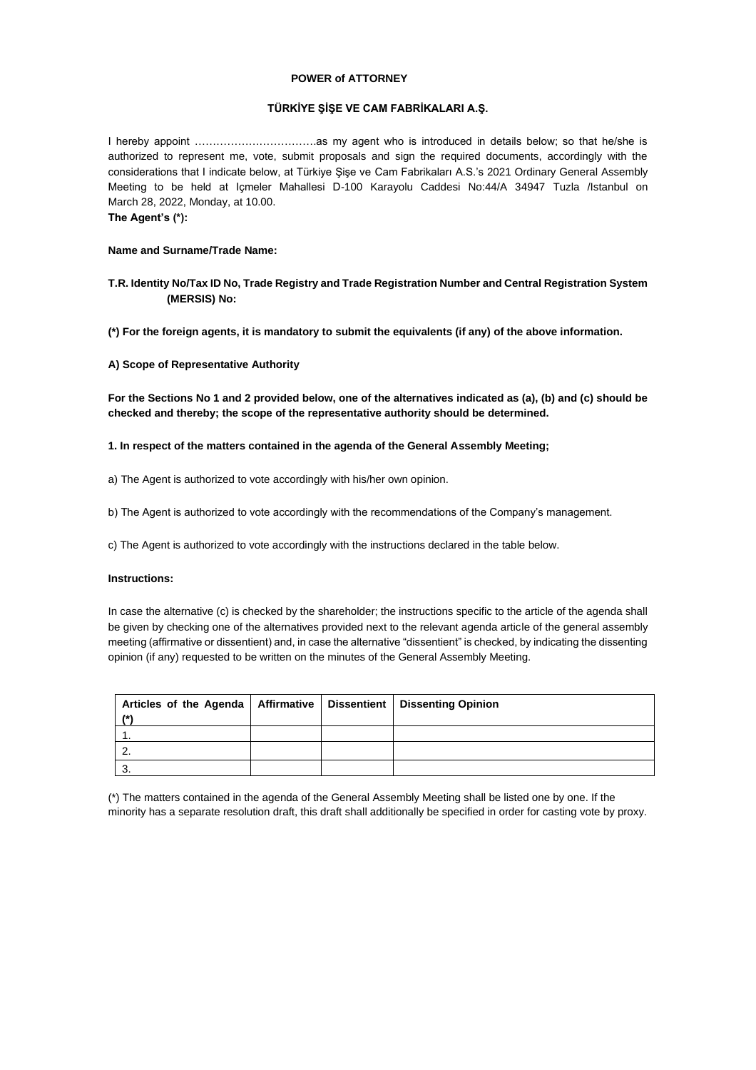**POWER of ATTORNEY**

**TÜRKİYE ŞİŞE VE CAM FABRİKALARI A.Ş.**

I hereby appoint …………………………….as my agent who is introduced in details below; so that he/she is authorized to represent me, vote, submit proposals and sign the required documents, accordingly with the considerations that I indicate below, at Türkiye Şişe ve Cam Fabrikaları A.S.'s 2021 Ordinary General Assembly Meeting to be held at Içmeler Mahallesi D-100 Karayolu Caddesi No:44/A 34947 Tuzla /Istanbul on March 28, 2022, Monday, at 10.00.

**The Agent's (\*):**

**Name and Surname/Trade Name:**

**T.R. Identity No/Tax ID No, Trade Registry and Trade Registration Number and Central Registration System (MERSIS) No:**

**(\*) For the foreign agents, it is mandatory to submit the equivalents (if any) of the above information.**

**A) Scope of Representative Authority**

**For the Sections No 1 and 2 provided below, one of the alternatives indicated as (a), (b) and (c) should be checked and thereby; the scope of the representative authority should be determined.**

**1. In respect of the matters contained in the agenda of the General Assembly Meeting;**

a) The Agent is authorized to vote accordingly with his/her own opinion.

b) The Agent is authorized to vote accordingly with the recommendations of the Company's management.

c) The Agent is authorized to vote accordingly with the instructions declared in the table below.

**Instructions:**

In case the alternative (c) is checked by the shareholder; the instructions specific to the article of the agenda shall be given by checking one of the alternatives provided next to the relevant agenda article of the general assembly meeting (affirmative or dissentient) and, in case the alternative "dissentient" is checked, by indicating the dissenting opinion (if any) requested to be written on the minutes of the General Assembly Meeting.

| Articles of the Agenda (*) | Affirmative | Dissentient | Dissenting Opinion |
|---|---|---|---|
| 1. | | | |
| 2. | | | |
| 3. | | | |

(\*) The matters contained in the agenda of the General Assembly Meeting shall be listed one by one. If the minority has a separate resolution draft, this draft shall additionally be specified in order for casting vote by proxy.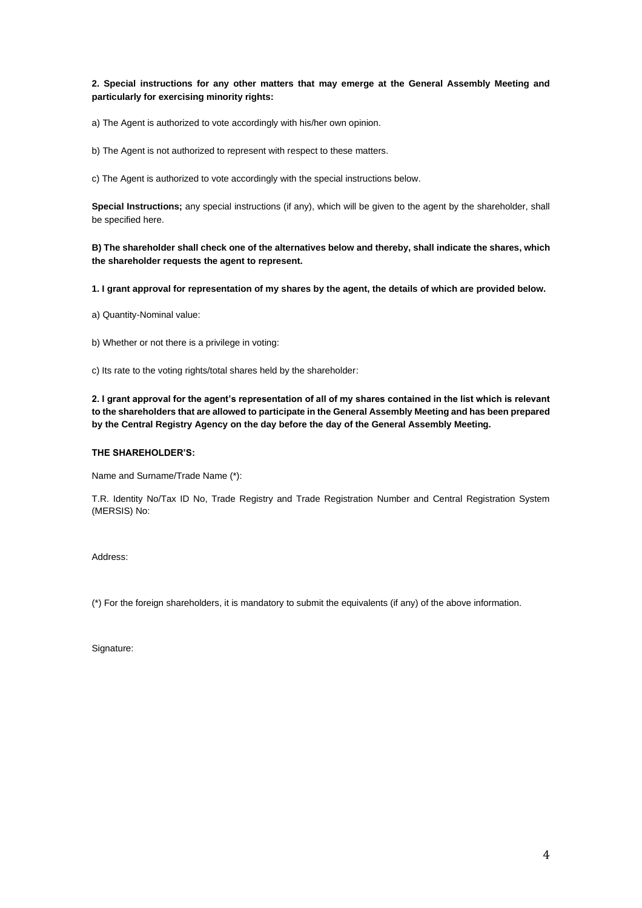**2. Special instructions for any other matters that may emerge at the General Assembly Meeting and particularly for exercising minority rights:**

a) The Agent is authorized to vote accordingly with his/her own opinion.

b) The Agent is not authorized to represent with respect to these matters.

c) The Agent is authorized to vote accordingly with the special instructions below.

**Special Instructions;** any special instructions (if any), which will be given to the agent by the shareholder, shall be specified here.

**B) The shareholder shall check one of the alternatives below and thereby, shall indicate the shares, which the shareholder requests the agent to represent.**

**1. I grant approval for representation of my shares by the agent, the details of which are provided below.**

a) Quantity-Nominal value:

b) Whether or not there is a privilege in voting:

c) Its rate to the voting rights/total shares held by the shareholder:

**2. I grant approval for the agent's representation of all of my shares contained in the list which is relevant to the shareholders that are allowed to participate in the General Assembly Meeting and has been prepared by the Central Registry Agency on the day before the day of the General Assembly Meeting.**

**THE SHAREHOLDER'S:**

Name and Surname/Trade Name (*):

T.R. Identity No/Tax ID No, Trade Registry and Trade Registration Number and Central Registration System (MERSIS) No:

Address:

(*) For the foreign shareholders, it is mandatory to submit the equivalents (if any) of the above information.

Signature: